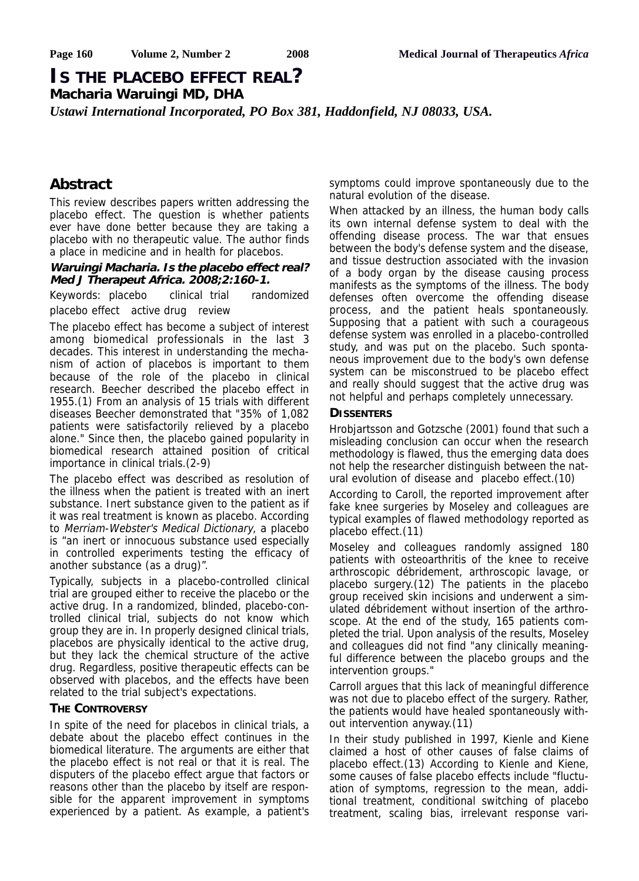# IS THE PLACEBO EFFECT REAL?

**Macharia Waruingi MD, DHA**

*Ustawi International Incorporated, PO Box 381, Haddonfield, NJ 08033, USA.*

## Abstract

This review describes papers written addressing the placebo effect. The question is whether patients ever have done better because they are taking a placebo with no therapeutic value. The author finds a place in medicine and in health for placebos.

***Waruingi Macharia. Is the placebo effect real? Med J Therapeut Africa. 2008;2:160-1.***

Keywords: placebo clinical trial randomized placebo effect active drug review

The placebo effect has become a subject of interest among biomedical professionals in the last 3 decades. This interest in understanding the mechanism of action of placebos is important to them because of the role of the placebo in clinical research. Beecher described the placebo effect in 1955.(1) From an analysis of 15 trials with different diseases Beecher demonstrated that "35% of 1,082 patients were satisfactorily relieved by a placebo alone." Since then, the placebo gained popularity in biomedical research attained position of critical importance in clinical trials.(2-9)

The placebo effect was described as resolution of the illness when the patient is treated with an inert substance. Inert substance given to the patient as if it was real treatment is known as placebo. According to *Merriam-Webster's Medical Dictionary*, a placebo is "an inert or innocuous substance used especially in controlled experiments testing the efficacy of another substance (as a drug)".

Typically, subjects in a placebo-controlled clinical trial are grouped either to receive the placebo or the active drug. In a randomized, blinded, placebo-controlled clinical trial, subjects do not know which group they are in. In properly designed clinical trials, placebos are physically identical to the active drug, but they lack the chemical structure of the active drug. Regardless, positive therapeutic effects can be observed with placebos, and the effects have been related to the trial subject's expectations.

### THE CONTROVERSY

In spite of the need for placebos in clinical trials, a debate about the placebo effect continues in the biomedical literature. The arguments are either that the placebo effect is not real or that it is real. The disputers of the placebo effect argue that factors or reasons other than the placebo by itself are responsible for the apparent improvement in symptoms experienced by a patient. As example, a patient's symptoms could improve spontaneously due to the natural evolution of the disease.

When attacked by an illness, the human body calls its own internal defense system to deal with the offending disease process. The war that ensues between the body's defense system and the disease, and tissue destruction associated with the invasion of a body organ by the disease causing process manifests as the symptoms of the illness. The body defenses often overcome the offending disease process, and the patient heals spontaneously. Supposing that a patient with such a courageous defense system was enrolled in a placebo-controlled study, and was put on the placebo. Such spontaneous improvement due to the body's own defense system can be misconstrued to be placebo effect and really should suggest that the active drug was not helpful and perhaps completely unnecessary.

### DISSENTERS

Hrobjartsson and Gotzsche (2001) found that such a misleading conclusion can occur when the research methodology is flawed, thus the emerging data does not help the researcher distinguish between the natural evolution of disease and placebo effect.(10)

According to Caroll, the reported improvement after fake knee surgeries by Moseley and colleagues are typical examples of flawed methodology reported as placebo effect.(11)

Moseley and colleagues randomly assigned 180 patients with osteoarthritis of the knee to receive arthroscopic débridement, arthroscopic lavage, or placebo surgery.(12) The patients in the placebo group received skin incisions and underwent a simulated débridement without insertion of the arthroscope. At the end of the study, 165 patients completed the trial. Upon analysis of the results, Moseley and colleagues did not find "any clinically meaningful difference between the placebo groups and the intervention groups."

Carroll argues that this lack of meaningful difference was not due to placebo effect of the surgery. Rather, the patients would have healed spontaneously without intervention anyway.(11)

In their study published in 1997, Kienle and Kiene claimed a host of other causes of false claims of placebo effect.(13) According to Kienle and Kiene, some causes of false placebo effects include "fluctuation of symptoms, regression to the mean, additional treatment, conditional switching of placebo treatment, scaling bias, irrelevant response vari-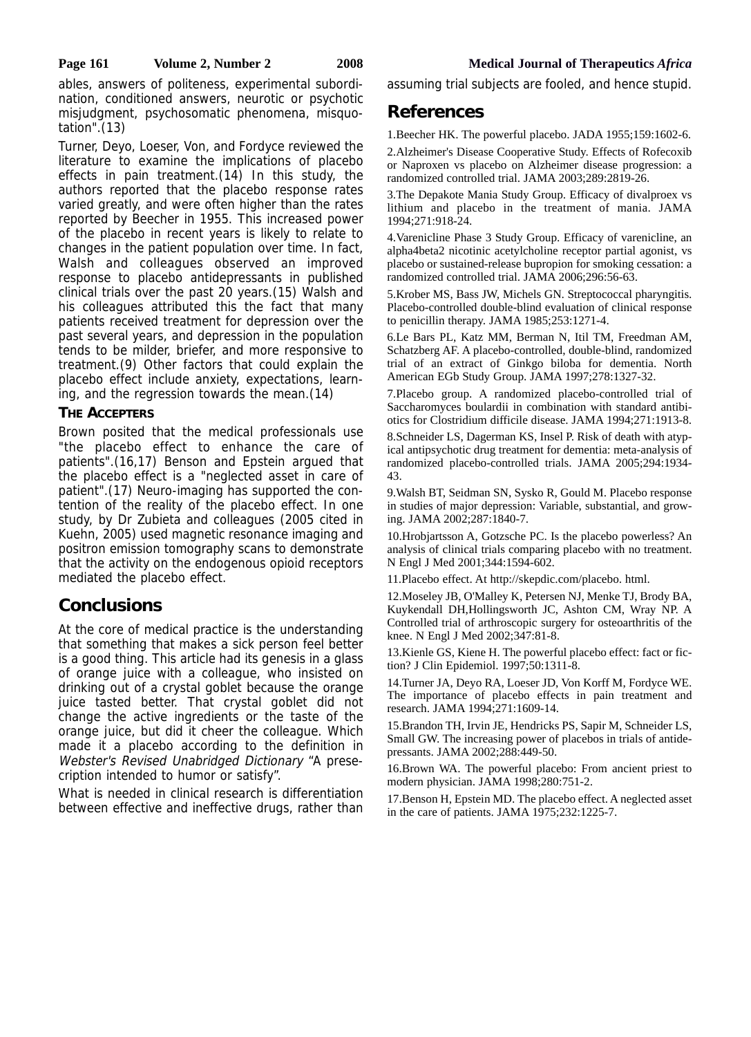ables, answers of politeness, experimental subordination, conditioned answers, neurotic or psychotic misjudgment, psychosomatic phenomena, misquotation".(13)

Turner, Deyo, Loeser, Von, and Fordyce reviewed the literature to examine the implications of placebo effects in pain treatment.(14) In this study, the authors reported that the placebo response rates varied greatly, and were often higher than the rates reported by Beecher in 1955. This increased power of the placebo in recent years is likely to relate to changes in the patient population over time. In fact, Walsh and colleagues observed an improved response to placebo antidepressants in published clinical trials over the past 20 years.(15) Walsh and his colleagues attributed this the fact that many patients received treatment for depression over the past several years, and depression in the population tends to be milder, briefer, and more responsive to treatment.(9) Other factors that could explain the placebo effect include anxiety, expectations, learning, and the regression towards the mean.(14)

### The Accepters

Brown posited that the medical professionals use "the placebo effect to enhance the care of patients".(16,17) Benson and Epstein argued that the placebo effect is a "neglected asset in care of patient".(17) Neuro-imaging has supported the contention of the reality of the placebo effect. In one study, by Dr Zubieta and colleagues (2005 cited in Kuehn, 2005) used magnetic resonance imaging and positron emission tomography scans to demonstrate that the activity on the endogenous opioid receptors mediated the placebo effect.

## Conclusions

At the core of medical practice is the understanding that something that makes a sick person feel better is a good thing. This article had its genesis in a glass of orange juice with a colleague, who insisted on drinking out of a crystal goblet because the orange juice tasted better. That crystal goblet did not change the active ingredients or the taste of the orange juice, but did it cheer the colleague. Which made it a placebo according to the definition in *Webster's Revised Unabridged Dictionary* "A presecription intended to humor or satisfy".

What is needed in clinical research is differentiation between effective and ineffective drugs, rather than assuming trial subjects are fooled, and hence stupid.

## References

1.Beecher HK. The powerful placebo. JADA 1955;159:1602-6.

2.Alzheimer's Disease Cooperative Study. Effects of Rofecoxib or Naproxen vs placebo on Alzheimer disease progression: a randomized controlled trial. JAMA 2003;289:2819-26.

3.The Depakote Mania Study Group. Efficacy of divalproex vs lithium and placebo in the treatment of mania. JAMA 1994;271:918-24.

4.Varenicline Phase 3 Study Group. Efficacy of varenicline, an alpha4beta2 nicotinic acetylcholine receptor partial agonist, vs placebo or sustained-release bupropion for smoking cessation: a randomized controlled trial. JAMA 2006;296:56-63.

5.Krober MS, Bass JW, Michels GN. Streptococcal pharyngitis. Placebo-controlled double-blind evaluation of clinical response to penicillin therapy. JAMA 1985;253:1271-4.

6.Le Bars PL, Katz MM, Berman N, Itil TM, Freedman AM, Schatzberg AF. A placebo-controlled, double-blind, randomized trial of an extract of Ginkgo biloba for dementia. North American EGb Study Group. JAMA 1997;278:1327-32.

7.Placebo group. A randomized placebo-controlled trial of Saccharomyces boulardii in combination with standard antibiotics for Clostridium difficile disease. JAMA 1994;271:1913-8.

8.Schneider LS, Dagerman KS, Insel P. Risk of death with atypical antipsychotic drug treatment for dementia: meta-analysis of randomized placebo-controlled trials. JAMA 2005;294:1934-43.

9.Walsh BT, Seidman SN, Sysko R, Gould M. Placebo response in studies of major depression: Variable, substantial, and growing. JAMA 2002;287:1840-7.

10.Hrobjartsson A, Gotzsche PC. Is the placebo powerless? An analysis of clinical trials comparing placebo with no treatment. N Engl J Med 2001;344:1594-602.

11.Placebo effect. At http://skepdic.com/placebo. html.

12.Moseley JB, O'Malley K, Petersen NJ, Menke TJ, Brody BA, Kuykendall DH,Hollingsworth JC, Ashton CM, Wray NP. A Controlled trial of arthroscopic surgery for osteoarthritis of the knee. N Engl J Med 2002;347:81-8.

13.Kienle GS, Kiene H. The powerful placebo effect: fact or fiction? J Clin Epidemiol. 1997;50:1311-8.

14.Turner JA, Deyo RA, Loeser JD, Von Korff M, Fordyce WE. The importance of placebo effects in pain treatment and research. JAMA 1994;271:1609-14.

15.Brandon TH, Irvin JE, Hendricks PS, Sapir M, Schneider LS, Small GW. The increasing power of placebos in trials of antidepressants. JAMA 2002;288:449-50.

16.Brown WA. The powerful placebo: From ancient priest to modern physician. JAMA 1998;280:751-2.

17.Benson H, Epstein MD. The placebo effect. A neglected asset in the care of patients. JAMA 1975;232:1225-7.